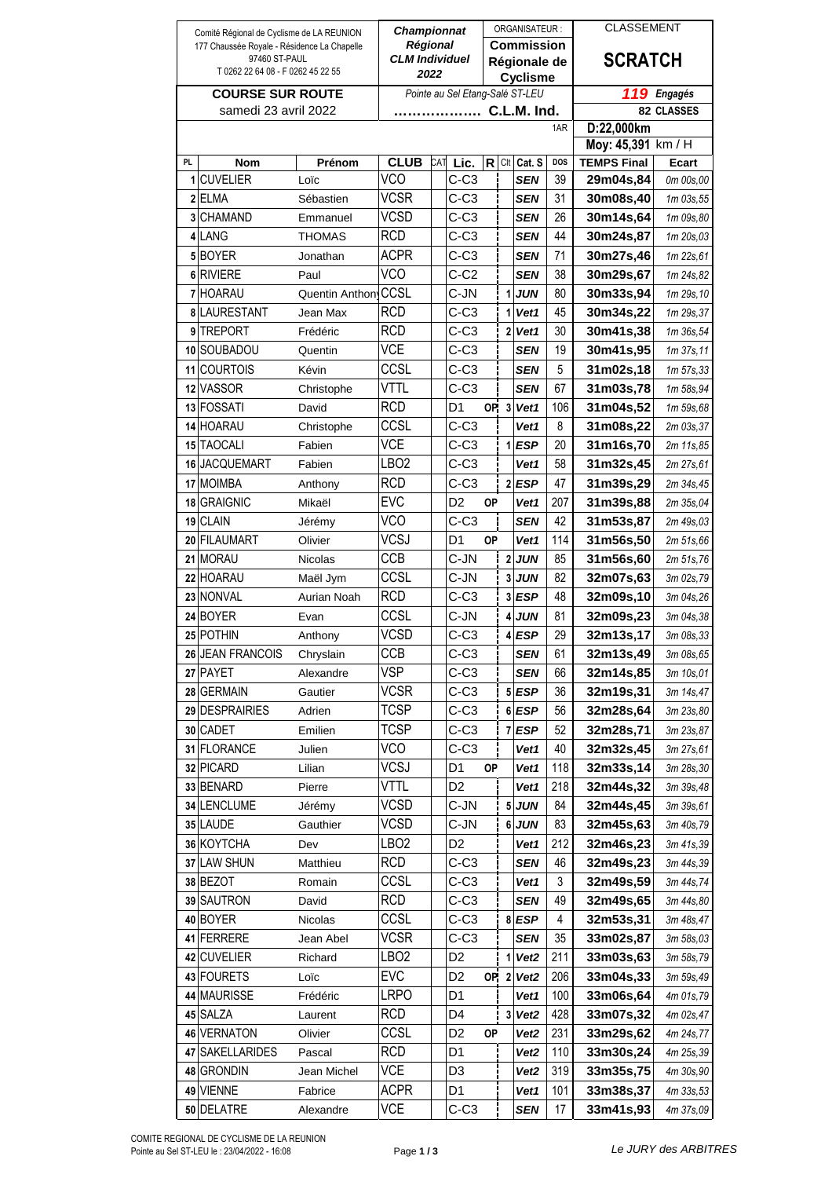Comité Régional de Cyclisme de LA REUNION
177 Chaussée Royale - Résidence La Chapelle
97460 ST-PAUL
T 0262 22 64 08 - F 0262 45 22 55

**Championnat Régional CLM Individuel 2022**

ORGANISATEUR : **Commission Régionale de Cyclisme**

CLASSEMENT **SCRATCH**

**COURSE SUR ROUTE**
samedi 23 avril 2022

*Pointe au Sel Etang-Salé ST-LEU*

**.................. C.L.M. Ind.**

*119 Engagés*
**82 CLASSES**

1AR

**D:22,000km**
**Moy: 45,391** km / H

| PL | Nom | Prénom | CLUB | CAT | Lic. | R | Clt | Cat. S | DOS | TEMPS Final | Ecart |
|---|---|---|---|---|---|---|---|---|---|---|---|
| 1 | CUVELIER | Loïc | VCO | | C-C3 | | | SEN | 39 | 29m04s,84 | 0m 00s,00 |
| 2 | ELMA | Sébastien | VCSR | | C-C3 | | | SEN | 31 | 30m08s,40 | 1m 03s,55 |
| 3 | CHAMAND | Emmanuel | VCSD | | C-C3 | | | SEN | 26 | 30m14s,64 | 1m 09s,80 |
| 4 | LANG | THOMAS | RCD | | C-C3 | | | SEN | 44 | 30m24s,87 | 1m 20s,03 |
| 5 | BOYER | Jonathan | ACPR | | C-C3 | | | SEN | 71 | 30m27s,46 | 1m 22s,61 |
| 6 | RIVIERE | Paul | VCO | | C-C2 | | | SEN | 38 | 30m29s,67 | 1m 24s,82 |
| 7 | HOARAU | Quentin Anthony | CCSL | | C-JN | | 1 | JUN | 80 | 30m33s,94 | 1m 29s,10 |
| 8 | LAURESTANT | Jean Max | RCD | | C-C3 | | 1 | Vet1 | 45 | 30m34s,22 | 1m 29s,37 |
| 9 | TREPORT | Frédéric | RCD | | C-C3 | | 2 | Vet1 | 30 | 30m41s,38 | 1m 36s,54 |
| 10 | SOUBADOU | Quentin | VCE | | C-C3 | | | SEN | 19 | 30m41s,95 | 1m 37s,11 |
| 11 | COURTOIS | Kévin | CCSL | | C-C3 | | | SEN | 5 | 31m02s,18 | 1m 57s,33 |
| 12 | VASSOR | Christophe | VTTL | | C-C3 | | | SEN | 67 | 31m03s,78 | 1m 58s,94 |
| 13 | FOSSATI | David | RCD | | D1 | OP | 3 | Vet1 | 106 | 31m04s,52 | 1m 59s,68 |
| 14 | HOARAU | Christophe | CCSL | | C-C3 | | | Vet1 | 8 | 31m08s,22 | 2m 03s,37 |
| 15 | TAOCALI | Fabien | VCE | | C-C3 | | 1 | ESP | 20 | 31m16s,70 | 2m 11s,85 |
| 16 | JACQUEMART | Fabien | LBO2 | | C-C3 | | | Vet1 | 58 | 31m32s,45 | 2m 27s,61 |
| 17 | MOIMBA | Anthony | RCD | | C-C3 | | 2 | ESP | 47 | 31m39s,29 | 2m 34s,45 |
| 18 | GRAIGNIC | Mikaël | EVC | | D2 | OP | | Vet1 | 207 | 31m39s,88 | 2m 35s,04 |
| 19 | CLAIN | Jérémy | VCO | | C-C3 | | | SEN | 42 | 31m53s,87 | 2m 49s,03 |
| 20 | FILAUMART | Olivier | VCSJ | | D1 | OP | | Vet1 | 114 | 31m56s,50 | 2m 51s,66 |
| 21 | MORAU | Nicolas | CCB | | C-JN | | 2 | JUN | 85 | 31m56s,60 | 2m 51s,76 |
| 22 | HOARAU | Maël Jym | CCSL | | C-JN | | 3 | JUN | 82 | 32m07s,63 | 3m 02s,79 |
| 23 | NONVAL | Aurian Noah | RCD | | C-C3 | | 3 | ESP | 48 | 32m09s,10 | 3m 04s,26 |
| 24 | BOYER | Evan | CCSL | | C-JN | | 4 | JUN | 81 | 32m09s,23 | 3m 04s,38 |
| 25 | POTHIN | Anthony | VCSD | | C-C3 | | 4 | ESP | 29 | 32m13s,17 | 3m 08s,33 |
| 26 | JEAN FRANCOIS | Chryslain | CCB | | C-C3 | | | SEN | 61 | 32m13s,49 | 3m 08s,65 |
| 27 | PAYET | Alexandre | VSP | | C-C3 | | | SEN | 66 | 32m14s,85 | 3m 10s,01 |
| 28 | GERMAIN | Gautier | VCSR | | C-C3 | | 5 | ESP | 36 | 32m19s,31 | 3m 14s,47 |
| 29 | DESPRAIRIES | Adrien | TCSP | | C-C3 | | 6 | ESP | 56 | 32m28s,64 | 3m 23s,80 |
| 30 | CADET | Emilien | TCSP | | C-C3 | | 7 | ESP | 52 | 32m28s,71 | 3m 23s,87 |
| 31 | FLORANCE | Julien | VCO | | C-C3 | | | Vet1 | 40 | 32m32s,45 | 3m 27s,61 |
| 32 | PICARD | Lilian | VCSJ | | D1 | OP | | Vet1 | 118 | 32m33s,14 | 3m 28s,30 |
| 33 | BENARD | Pierre | VTTL | | D2 | | | Vet1 | 218 | 32m44s,32 | 3m 39s,48 |
| 34 | LENCLUME | Jérémy | VCSD | | C-JN | | 5 | JUN | 84 | 32m44s,45 | 3m 39s,61 |
| 35 | LAUDE | Gauthier | VCSD | | C-JN | | 6 | JUN | 83 | 32m45s,63 | 3m 40s,79 |
| 36 | KOYTCHA | Dev | LBO2 | | D2 | | | Vet1 | 212 | 32m46s,23 | 3m 41s,39 |
| 37 | LAW SHUN | Matthieu | RCD | | C-C3 | | | SEN | 46 | 32m49s,23 | 3m 44s,39 |
| 38 | BEZOT | Romain | CCSL | | C-C3 | | | Vet1 | 3 | 32m49s,59 | 3m 44s,74 |
| 39 | SAUTRON | David | RCD | | C-C3 | | | SEN | 49 | 32m49s,65 | 3m 44s,80 |
| 40 | BOYER | Nicolas | CCSL | | C-C3 | | 8 | ESP | 4 | 32m53s,31 | 3m 48s,47 |
| 41 | FERRERE | Jean Abel | VCSR | | C-C3 | | | SEN | 35 | 33m02s,87 | 3m 58s,03 |
| 42 | CUVELIER | Richard | LBO2 | | D2 | | 1 | Vet2 | 211 | 33m03s,63 | 3m 58s,79 |
| 43 | FOURETS | Loïc | EVC | | D2 | OP | 2 | Vet2 | 206 | 33m04s,33 | 3m 59s,49 |
| 44 | MAURISSE | Frédéric | LRPO | | D1 | | | Vet1 | 100 | 33m06s,64 | 4m 01s,79 |
| 45 | SALZA | Laurent | RCD | | D4 | | 3 | Vet2 | 428 | 33m07s,32 | 4m 02s,47 |
| 46 | VERNATON | Olivier | CCSL | | D2 | OP | | Vet2 | 231 | 33m29s,62 | 4m 24s,77 |
| 47 | SAKELLARIDES | Pascal | RCD | | D1 | | | Vet2 | 110 | 33m30s,24 | 4m 25s,39 |
| 48 | GRONDIN | Jean Michel | VCE | | D3 | | | Vet2 | 319 | 33m35s,75 | 4m 30s,90 |
| 49 | VIENNE | Fabrice | ACPR | | D1 | | | Vet1 | 101 | 33m38s,37 | 4m 33s,53 |
| 50 | DELATRE | Alexandre | VCE | | C-C3 | | | SEN | 17 | 33m41s,93 | 4m 37s,09 |

COMITE REGIONAL DE CYCLISME DE LA REUNION
Pointe au Sel ST-LEU le : 23/04/2022 - 16:08

*Le JURY des ARBITRES*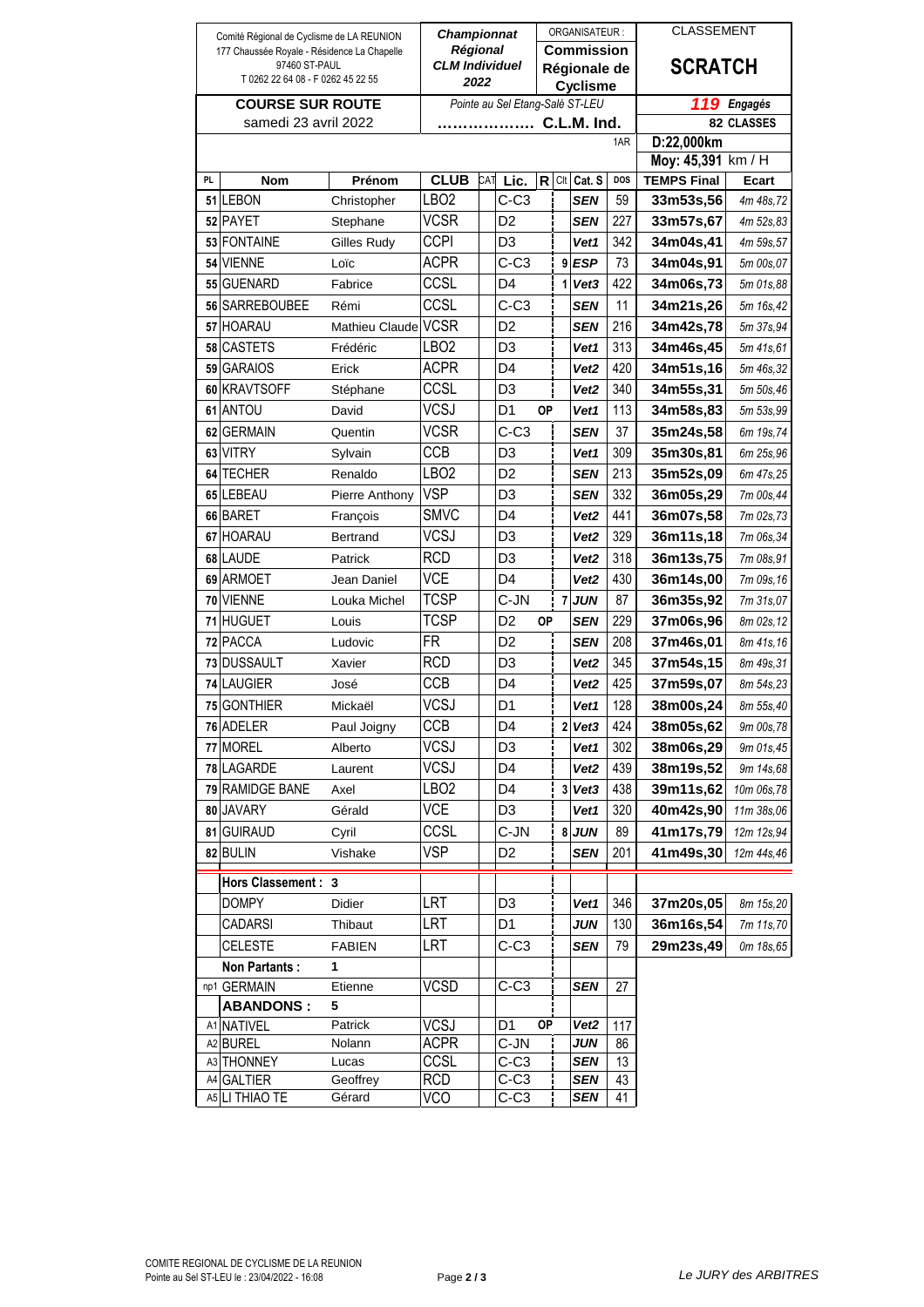| | | | | | | | | | | | |
|---|---|---|---|---|---|---|---|---|---|---|---|
| Comité Régional de Cyclisme de LA REUNION<br>177 Chaussée Royale - Résidence La Chapelle<br>97460 ST-PAUL<br>T 0262 22 64 08 - F 0262 45 22 55 | | ***Championnat Régional CLM Individuel 2022*** | | | | ORGANISATEUR : **Commission Régionale de Cyclisme** | | | | CLASSEMENT **SCRATCH** | |
| **COURSE SUR ROUTE** | | *Pointe au Sel Etang-Salé ST-LEU* | | | | | | | | ***119*** ***Engagés*** | |
| samedi 23 avril 2022 | | ………………. **C.L.M. Ind.** | | | | | | | | **82 CLASSES** | |
| | | | | | | | | | 1AR | **D:22,000km** | |
| | | | | | | | | | | **Moy: 45,391** km / H | |

| PL | Nom | Prénom | CLUB | CAT | Lic. | R | Clt | Cat. S | DOS | TEMPS Final | Ecart |
|---|---|---|---|---|---|---|---|---|---|---|---|
| 51 | LEBON | Christopher | LBO2 | | C-C3 | | | *SEN* | 59 | **33m53s,56** | *4m 48s,72* |
| 52 | PAYET | Stephane | VCSR | | D2 | | | *SEN* | 227 | **33m57s,67** | *4m 52s,83* |
| 53 | FONTAINE | Gilles Rudy | CCPI | | D3 | | | *Vet1* | 342 | **34m04s,41** | *4m 59s,57* |
| 54 | VIENNE | Loïc | ACPR | | C-C3 | | 9 | *ESP* | 73 | **34m04s,91** | *5m 00s,07* |
| 55 | GUENARD | Fabrice | CCSL | | D4 | | 1 | *Vet3* | 422 | **34m06s,73** | *5m 01s,88* |
| 56 | SARREBOUBEE | Rémi | CCSL | | C-C3 | | | *SEN* | 11 | **34m21s,26** | *5m 16s,42* |
| 57 | HOARAU | Mathieu Claude | VCSR | | D2 | | | *SEN* | 216 | **34m42s,78** | *5m 37s,94* |
| 58 | CASTETS | Frédéric | LBO2 | | D3 | | | *Vet1* | 313 | **34m46s,45** | *5m 41s,61* |
| 59 | GARAIOS | Erick | ACPR | | D4 | | | *Vet2* | 420 | **34m51s,16** | *5m 46s,32* |
| 60 | KRAVTSOFF | Stéphane | CCSL | | D3 | | | *Vet2* | 340 | **34m55s,31** | *5m 50s,46* |
| 61 | ANTOU | David | VCSJ | | D1 | OP | | *Vet1* | 113 | **34m58s,83** | *5m 53s,99* |
| 62 | GERMAIN | Quentin | VCSR | | C-C3 | | | *SEN* | 37 | **35m24s,58** | *6m 19s,74* |
| 63 | VITRY | Sylvain | CCB | | D3 | | | *Vet1* | 309 | **35m30s,81** | *6m 25s,96* |
| 64 | TECHER | Renaldo | LBO2 | | D2 | | | *SEN* | 213 | **35m52s,09** | *6m 47s,25* |
| 65 | LEBEAU | Pierre Anthony | VSP | | D3 | | | *SEN* | 332 | **36m05s,29** | *7m 00s,44* |
| 66 | BARET | François | SMVC | | D4 | | | *Vet2* | 441 | **36m07s,58** | *7m 02s,73* |
| 67 | HOARAU | Bertrand | VCSJ | | D3 | | | *Vet2* | 329 | **36m11s,18** | *7m 06s,34* |
| 68 | LAUDE | Patrick | RCD | | D3 | | | *Vet2* | 318 | **36m13s,75** | *7m 08s,91* |
| 69 | ARMOET | Jean Daniel | VCE | | D4 | | | *Vet2* | 430 | **36m14s,00** | *7m 09s,16* |
| 70 | VIENNE | Louka Michel | TCSP | | C-JN | | 7 | *JUN* | 87 | **36m35s,92** | *7m 31s,07* |
| 71 | HUGUET | Louis | TCSP | | D2 | OP | | *SEN* | 229 | **37m06s,96** | *8m 02s,12* |
| 72 | PACCA | Ludovic | FR | | D2 | | | *SEN* | 208 | **37m46s,01** | *8m 41s,16* |
| 73 | DUSSAULT | Xavier | RCD | | D3 | | | *Vet2* | 345 | **37m54s,15** | *8m 49s,31* |
| 74 | LAUGIER | José | CCB | | D4 | | | *Vet2* | 425 | **37m59s,07** | *8m 54s,23* |
| 75 | GONTHIER | Mickaël | VCSJ | | D1 | | | *Vet1* | 128 | **38m00s,24** | *8m 55s,40* |
| 76 | ADELER | Paul Joigny | CCB | | D4 | | 2 | *Vet3* | 424 | **38m05s,62** | *9m 00s,78* |
| 77 | MOREL | Alberto | VCSJ | | D3 | | | *Vet1* | 302 | **38m06s,29** | *9m 01s,45* |
| 78 | LAGARDE | Laurent | VCSJ | | D4 | | | *Vet2* | 439 | **38m19s,52** | *9m 14s,68* |
| 79 | RAMIDGE BANE | Axel | LBO2 | | D4 | | 3 | *Vet3* | 438 | **39m11s,62** | *10m 06s,78* |
| 80 | JAVARY | Gérald | VCE | | D3 | | | *Vet1* | 320 | **40m42s,90** | *11m 38s,06* |
| 81 | GUIRAUD | Cyril | CCSL | | C-JN | | 8 | *JUN* | 89 | **41m17s,79** | *12m 12s,94* |
| 82 | BULIN | Vishake | VSP | | D2 | | | *SEN* | 201 | **41m49s,30** | *12m 44s,46* |
| | **Hors Classement :** | **3** | | | | | | | | | |
| | DOMPY | Didier | LRT | | D3 | | | *Vet1* | 346 | **37m20s,05** | *8m 15s,20* |
| | CADARSI | Thibaut | LRT | | D1 | | | *JUN* | 130 | **36m16s,54** | *7m 11s,70* |
| | CELESTE | FABIEN | LRT | | C-C3 | | | *SEN* | 79 | **29m23s,49** | *0m 18s,65* |
| | **Non Partants :** | **1** | | | | | | | | | |
| np1 | GERMAIN | Etienne | VCSD | | C-C3 | | | *SEN* | 27 | | |
| | **ABANDONS :** | **5** | | | | | | | | | |
| A1 | NATIVEL | Patrick | VCSJ | | D1 | OP | | *Vet2* | 117 | | |
| A2 | BUREL | Nolann | ACPR | | C-JN | | | *JUN* | 86 | | |
| A3 | THONNEY | Lucas | CCSL | | C-C3 | | | *SEN* | 13 | | |
| A4 | GALTIER | Geoffrey | RCD | | C-C3 | | | *SEN* | 43 | | |
| A5 | LI THIAO TE | Gérard | VCO | | C-C3 | | | *SEN* | 41 | | |

COMITE REGIONAL DE CYCLISME DE LA REUNION
Pointe au Sel ST-LEU le : 23/04/2022 - 16:08

*Le JURY des ARBITRES*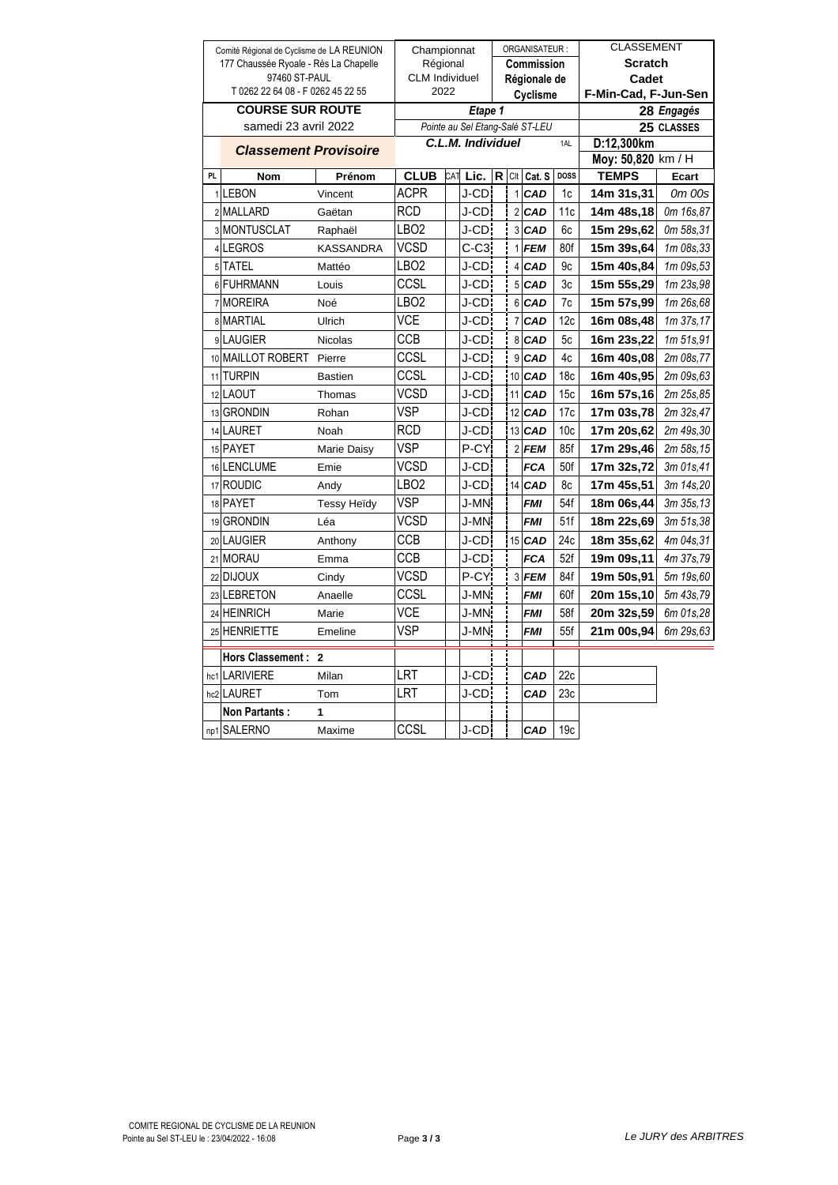Comité Régional de Cyclisme de LA REUNION
177 Chaussée Ryoale - Rés La Chapelle
97460 ST-PAUL
T 0262 22 64 08 - F 0262 45 22 55

Championnat Régional CLM Individuel 2022

ORGANISATEUR : **Commission Régionale de Cyclisme**

CLASSEMENT **Scratch** **Cadet** **F-Min-Cad, F-Jun-Sen**

**COURSE SUR ROUTE** — samedi 23 avril 2022

*Etape 1* — *Pointe au Sel Etang-Salé ST-LEU*

**28** *Engagés* — **25 CLASSES**

## *Classement Provisoire*

*C.L.M. Individuel* — 1AL — **D:12,300km** — **Moy: 50,820** km / H

| PL | Nom | Prénom | CLUB | CAT | Lic. | R | Clt | Cat. S | DOSS | TEMPS | Ecart |
|---|---|---|---|---|---|---|---|---|---|---|---|
| 1 | LEBON | Vincent | ACPR | | J-CD | | 1 | CAD | 1c | 14m 31s,31 | 0m 00s |
| 2 | MALLARD | Gaëtan | RCD | | J-CD | | 2 | CAD | 11c | 14m 48s,18 | 0m 16s,87 |
| 3 | MONTUSCLAT | Raphaël | LBO2 | | J-CD | | 3 | CAD | 6c | 15m 29s,62 | 0m 58s,31 |
| 4 | LEGROS | KASSANDRA | VCSD | | C-C3 | | 1 | FEM | 80f | 15m 39s,64 | 1m 08s,33 |
| 5 | TATEL | Mattéo | LBO2 | | J-CD | | 4 | CAD | 9c | 15m 40s,84 | 1m 09s,53 |
| 6 | FUHRMANN | Louis | CCSL | | J-CD | | 5 | CAD | 3c | 15m 55s,29 | 1m 23s,98 |
| 7 | MOREIRA | Noé | LBO2 | | J-CD | | 6 | CAD | 7c | 15m 57s,99 | 1m 26s,68 |
| 8 | MARTIAL | Ulrich | VCE | | J-CD | | 7 | CAD | 12c | 16m 08s,48 | 1m 37s,17 |
| 9 | LAUGIER | Nicolas | CCB | | J-CD | | 8 | CAD | 5c | 16m 23s,22 | 1m 51s,91 |
| 10 | MAILLOT ROBERT | Pierre | CCSL | | J-CD | | 9 | CAD | 4c | 16m 40s,08 | 2m 08s,77 |
| 11 | TURPIN | Bastien | CCSL | | J-CD | | 10 | CAD | 18c | 16m 40s,95 | 2m 09s,63 |
| 12 | LAOUT | Thomas | VCSD | | J-CD | | 11 | CAD | 15c | 16m 57s,16 | 2m 25s,85 |
| 13 | GRONDIN | Rohan | VSP | | J-CD | | 12 | CAD | 17c | 17m 03s,78 | 2m 32s,47 |
| 14 | LAURET | Noah | RCD | | J-CD | | 13 | CAD | 10c | 17m 20s,62 | 2m 49s,30 |
| 15 | PAYET | Marie Daisy | VSP | | P-CY | | 2 | FEM | 85f | 17m 29s,46 | 2m 58s,15 |
| 16 | LENCLUME | Emie | VCSD | | J-CD | | | FCA | 50f | 17m 32s,72 | 3m 01s,41 |
| 17 | ROUDIC | Andy | LBO2 | | J-CD | | 14 | CAD | 8c | 17m 45s,51 | 3m 14s,20 |
| 18 | PAYET | Tessy Heïdy | VSP | | J-MN | | | FMI | 54f | 18m 06s,44 | 3m 35s,13 |
| 19 | GRONDIN | Léa | VCSD | | J-MN | | | FMI | 51f | 18m 22s,69 | 3m 51s,38 |
| 20 | LAUGIER | Anthony | CCB | | J-CD | | 15 | CAD | 24c | 18m 35s,62 | 4m 04s,31 |
| 21 | MORAU | Emma | CCB | | J-CD | | | FCA | 52f | 19m 09s,11 | 4m 37s,79 |
| 22 | DIJOUX | Cindy | VCSD | | P-CY | | 3 | FEM | 84f | 19m 50s,91 | 5m 19s,60 |
| 23 | LEBRETON | Anaelle | CCSL | | J-MN | | | FMI | 60f | 20m 15s,10 | 5m 43s,79 |
| 24 | HEINRICH | Marie | VCE | | J-MN | | | FMI | 58f | 20m 32s,59 | 6m 01s,28 |
| 25 | HENRIETTE | Emeline | VSP | | J-MN | | | FMI | 55f | 21m 00s,94 | 6m 29s,63 |
| | **Hors Classement :** | **2** | | | | | | | | | |
| hc1 | LARIVIERE | Milan | LRT | | J-CD | | | CAD | 22c | | |
| hc2 | LAURET | Tom | LRT | | J-CD | | | CAD | 23c | | |
| | **Non Partants :** | **1** | | | | | | | | | |
| np1 | SALERNO | Maxime | CCSL | | J-CD | | | CAD | 19c | | |

COMITE REGIONAL DE CYCLISME DE LA REUNION
Pointe au Sel ST-LEU le : 23/04/2022 - 16:08

*Le JURY des ARBITRES*